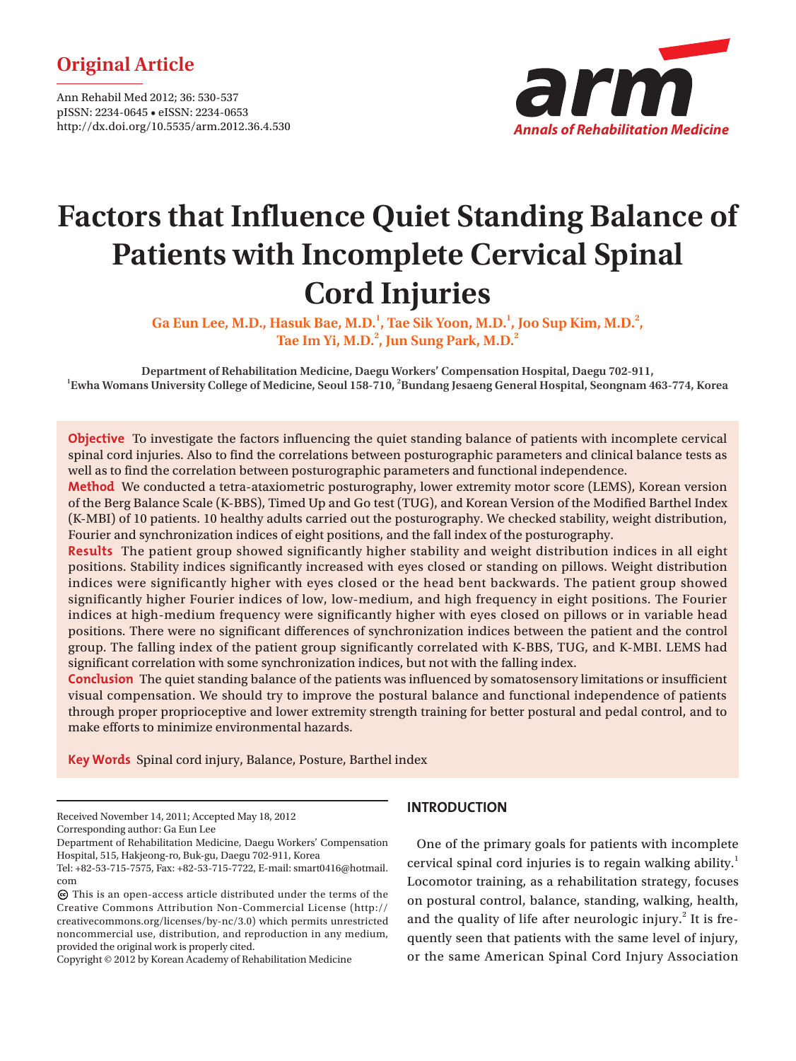Original Article

Ann Rehabil Med 2012; 36: 530-537
pISSN: 2234-0645 • eISSN: 2234-0653
http://dx.doi.org/10.5535/arm.2012.36.4.530

# Factors that Influence Quiet Standing Balance of Patients with Incomplete Cervical Spinal Cord Injuries

**Ga Eun Lee, M.D., Hasuk Bae, M.D.[1], Tae Sik Yoon, M.D.[1], Joo Sup Kim, M.D.[2], Tae Im Yi, M.D.[2], Jun Sung Park, M.D.[2]**

**Department of Rehabilitation Medicine, Daegu Workers' Compensation Hospital, Daegu 702-911, [1]Ewha Womans University College of Medicine, Seoul 158-710, [2]Bundang Jesaeng General Hospital, Seongnam 463-774, Korea**

**Objective** To investigate the factors influencing the quiet standing balance of patients with incomplete cervical spinal cord injuries. Also to find the correlations between posturographic parameters and clinical balance tests as well as to find the correlation between posturographic parameters and functional independence.

**Method** We conducted a tetra-ataxiometric posturography, lower extremity motor score (LEMS), Korean version of the Berg Balance Scale (K-BBS), Timed Up and Go test (TUG), and Korean Version of the Modified Barthel Index (K-MBI) of 10 patients. 10 healthy adults carried out the posturography. We checked stability, weight distribution, Fourier and synchronization indices of eight positions, and the fall index of the posturography.

**Results** The patient group showed significantly higher stability and weight distribution indices in all eight positions. Stability indices significantly increased with eyes closed or standing on pillows. Weight distribution indices were significantly higher with eyes closed or the head bent backwards. The patient group showed significantly higher Fourier indices of low, low-medium, and high frequency in eight positions. The Fourier indices at high-medium frequency were significantly higher with eyes closed on pillows or in variable head positions. There were no significant differences of synchronization indices between the patient and the control group. The falling index of the patient group significantly correlated with K-BBS, TUG, and K-MBI. LEMS had significant correlation with some synchronization indices, but not with the falling index.

**Conclusion** The quiet standing balance of the patients was influenced by somatosensory limitations or insufficient visual compensation. We should try to improve the postural balance and functional independence of patients through proper proprioceptive and lower extremity strength training for better postural and pedal control, and to make efforts to minimize environmental hazards.

**Key Words** Spinal cord injury, Balance, Posture, Barthel index

Received November 14, 2011; Accepted May 18, 2012
Corresponding author: Ga Eun Lee
Department of Rehabilitation Medicine, Daegu Workers' Compensation Hospital, 515, Hakjeong-ro, Buk-gu, Daegu 702-911, Korea
Tel: +82-53-715-7575, Fax: +82-53-715-7722, E-mail: smart0416@hotmail.com

This is an open-access article distributed under the terms of the Creative Commons Attribution Non-Commercial License (http://creativecommons.org/licenses/by-nc/3.0) which permits unrestricted noncommercial use, distribution, and reproduction in any medium, provided the original work is properly cited.
Copyright © 2012 by Korean Academy of Rehabilitation Medicine

## INTRODUCTION

One of the primary goals for patients with incomplete cervical spinal cord injuries is to regain walking ability.[1] Locomotor training, as a rehabilitation strategy, focuses on postural control, balance, standing, walking, health, and the quality of life after neurologic injury.[2] It is frequently seen that patients with the same level of injury, or the same American Spinal Cord Injury Association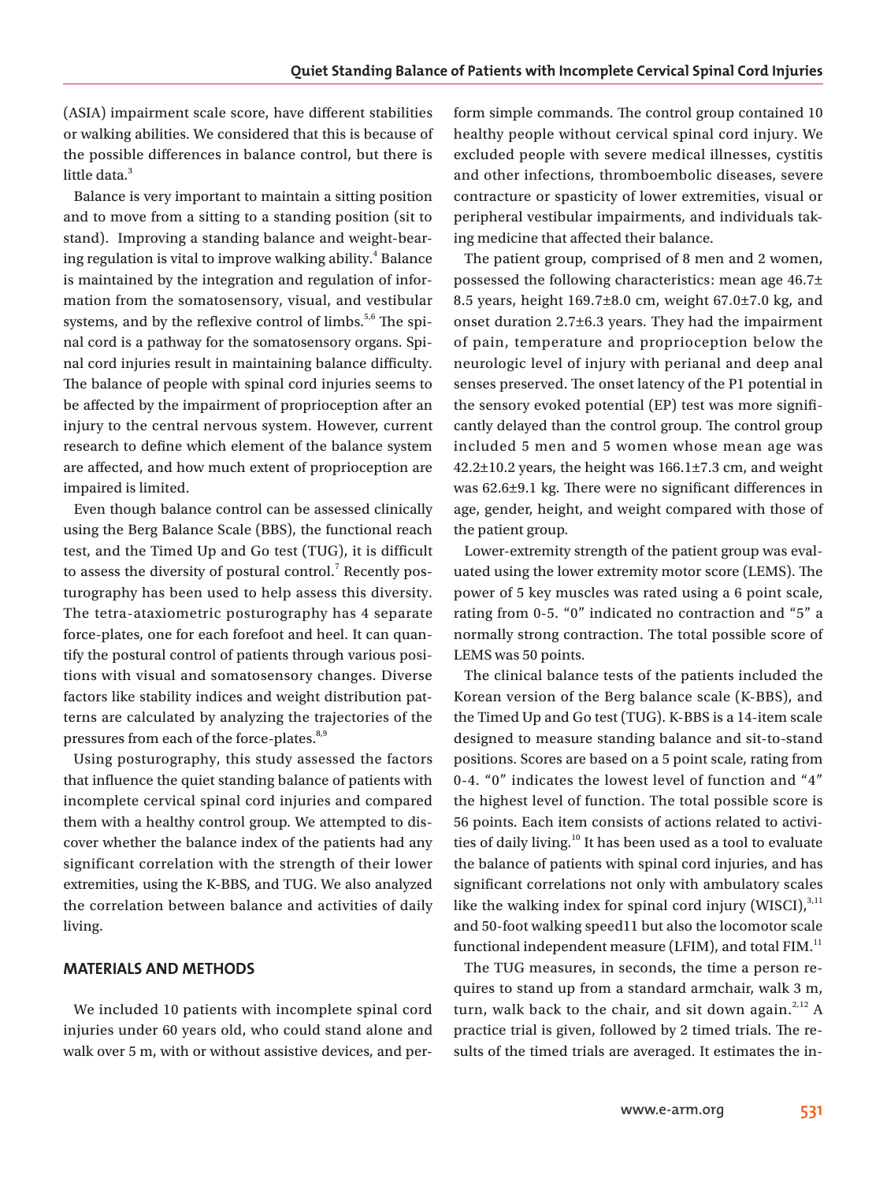(ASIA) impairment scale score, have different stabilities or walking abilities. We considered that this is because of the possible differences in balance control, but there is little data.[3]

Balance is very important to maintain a sitting position and to move from a sitting to a standing position (sit to stand). Improving a standing balance and weight-bearing regulation is vital to improve walking ability.[4] Balance is maintained by the integration and regulation of information from the somatosensory, visual, and vestibular systems, and by the reflexive control of limbs.[5,6] The spinal cord is a pathway for the somatosensory organs. Spinal cord injuries result in maintaining balance difficulty. The balance of people with spinal cord injuries seems to be affected by the impairment of proprioception after an injury to the central nervous system. However, current research to define which element of the balance system are affected, and how much extent of proprioception are impaired is limited.

Even though balance control can be assessed clinically using the Berg Balance Scale (BBS), the functional reach test, and the Timed Up and Go test (TUG), it is difficult to assess the diversity of postural control.[7] Recently posturography has been used to help assess this diversity. The tetra-ataxiometric posturography has 4 separate force-plates, one for each forefoot and heel. It can quantify the postural control of patients through various positions with visual and somatosensory changes. Diverse factors like stability indices and weight distribution patterns are calculated by analyzing the trajectories of the pressures from each of the force-plates.[8,9]

Using posturography, this study assessed the factors that influence the quiet standing balance of patients with incomplete cervical spinal cord injuries and compared them with a healthy control group. We attempted to discover whether the balance index of the patients had any significant correlation with the strength of their lower extremities, using the K-BBS, and TUG. We also analyzed the correlation between balance and activities of daily living.

## MATERIALS AND METHODS

We included 10 patients with incomplete spinal cord injuries under 60 years old, who could stand alone and walk over 5 m, with or without assistive devices, and perform simple commands. The control group contained 10 healthy people without cervical spinal cord injury. We excluded people with severe medical illnesses, cystitis and other infections, thromboembolic diseases, severe contracture or spasticity of lower extremities, visual or peripheral vestibular impairments, and individuals taking medicine that affected their balance.

The patient group, comprised of 8 men and 2 women, possessed the following characteristics: mean age 46.7±8.5 years, height 169.7±8.0 cm, weight 67.0±7.0 kg, and onset duration 2.7±6.3 years. They had the impairment of pain, temperature and proprioception below the neurologic level of injury with perianal and deep anal senses preserved. The onset latency of the P1 potential in the sensory evoked potential (EP) test was more significantly delayed than the control group. The control group included 5 men and 5 women whose mean age was 42.2±10.2 years, the height was 166.1±7.3 cm, and weight was 62.6±9.1 kg. There were no significant differences in age, gender, height, and weight compared with those of the patient group.

Lower-extremity strength of the patient group was evaluated using the lower extremity motor score (LEMS). The power of 5 key muscles was rated using a 6 point scale, rating from 0-5. "0" indicated no contraction and "5" a normally strong contraction. The total possible score of LEMS was 50 points.

The clinical balance tests of the patients included the Korean version of the Berg balance scale (K-BBS), and the Timed Up and Go test (TUG). K-BBS is a 14-item scale designed to measure standing balance and sit-to-stand positions. Scores are based on a 5 point scale, rating from 0-4. "0" indicates the lowest level of function and "4" the highest level of function. The total possible score is 56 points. Each item consists of actions related to activities of daily living.[10] It has been used as a tool to evaluate the balance of patients with spinal cord injuries, and has significant correlations not only with ambulatory scales like the walking index for spinal cord injury (WISCI),[3,11] and 50-foot walking speed11 but also the locomotor scale functional independent measure (LFIM), and total FIM.[11]

The TUG measures, in seconds, the time a person requires to stand up from a standard armchair, walk 3 m, turn, walk back to the chair, and sit down again.[2,12] A practice trial is given, followed by 2 timed trials. The results of the timed trials are averaged. It estimates the in-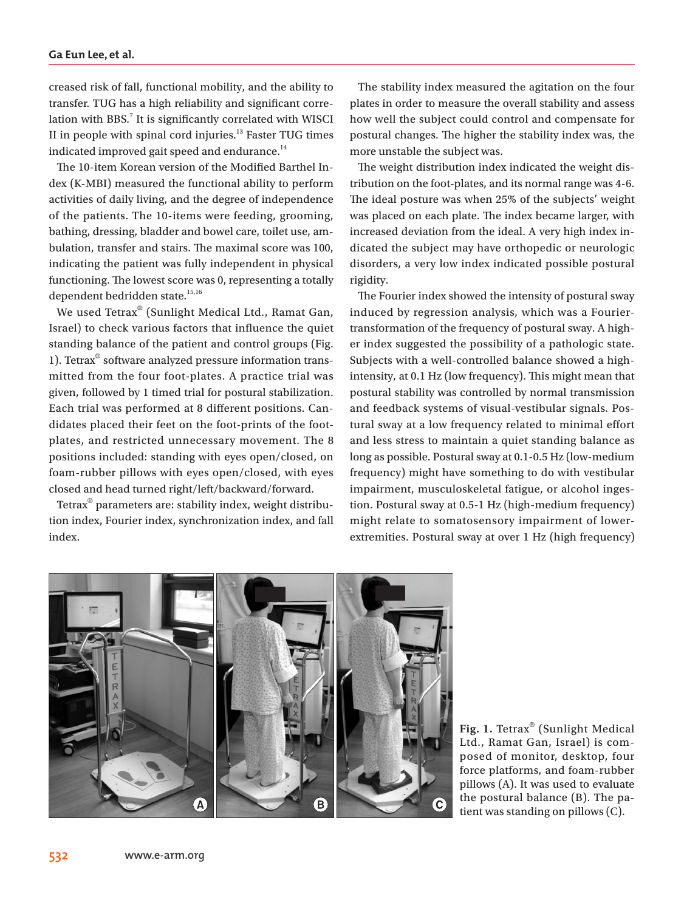creased risk of fall, functional mobility, and the ability to transfer. TUG has a high reliability and significant correlation with BBS.[7] It is significantly correlated with WISCI II in people with spinal cord injuries.[13] Faster TUG times indicated improved gait speed and endurance.[14]

The 10-item Korean version of the Modified Barthel Index (K-MBI) measured the functional ability to perform activities of daily living, and the degree of independence of the patients. The 10-items were feeding, grooming, bathing, dressing, bladder and bowel care, toilet use, ambulation, transfer and stairs. The maximal score was 100, indicating the patient was fully independent in physical functioning. The lowest score was 0, representing a totally dependent bedridden state.[15,16]

We used Tetrax® (Sunlight Medical Ltd., Ramat Gan, Israel) to check various factors that influence the quiet standing balance of the patient and control groups (Fig. 1). Tetrax® software analyzed pressure information transmitted from the four foot-plates. A practice trial was given, followed by 1 timed trial for postural stabilization. Each trial was performed at 8 different positions. Candidates placed their feet on the foot-prints of the foot-plates, and restricted unnecessary movement. The 8 positions included: standing with eyes open/closed, on foam-rubber pillows with eyes open/closed, with eyes closed and head turned right/left/backward/forward.

Tetrax® parameters are: stability index, weight distribution index, Fourier index, synchronization index, and fall index.

The stability index measured the agitation on the four plates in order to measure the overall stability and assess how well the subject could control and compensate for postural changes. The higher the stability index was, the more unstable the subject was.

The weight distribution index indicated the weight distribution on the foot-plates, and its normal range was 4-6. The ideal posture was when 25% of the subjects' weight was placed on each plate. The index became larger, with increased deviation from the ideal. A very high index indicated the subject may have orthopedic or neurologic disorders, a very low index indicated possible postural rigidity.

The Fourier index showed the intensity of postural sway induced by regression analysis, which was a Fourier-transformation of the frequency of postural sway. A higher index suggested the possibility of a pathologic state. Subjects with a well-controlled balance showed a high-intensity, at 0.1 Hz (low frequency). This might mean that postural stability was controlled by normal transmission and feedback systems of visual-vestibular signals. Postural sway at a low frequency related to minimal effort and less stress to maintain a quiet standing balance as long as possible. Postural sway at 0.1-0.5 Hz (low-medium frequency) might have something to do with vestibular impairment, musculoskeletal fatigue, or alcohol ingestion. Postural sway at 0.5-1 Hz (high-medium frequency) might relate to somatosensory impairment of lower-extremities. Postural sway at over 1 Hz (high frequency)

**Fig. 1.** Tetrax® (Sunlight Medical Ltd., Ramat Gan, Israel) is composed of monitor, desktop, four force platforms, and foam-rubber pillows (A). It was used to evaluate the postural balance (B). The patient was standing on pillows (C).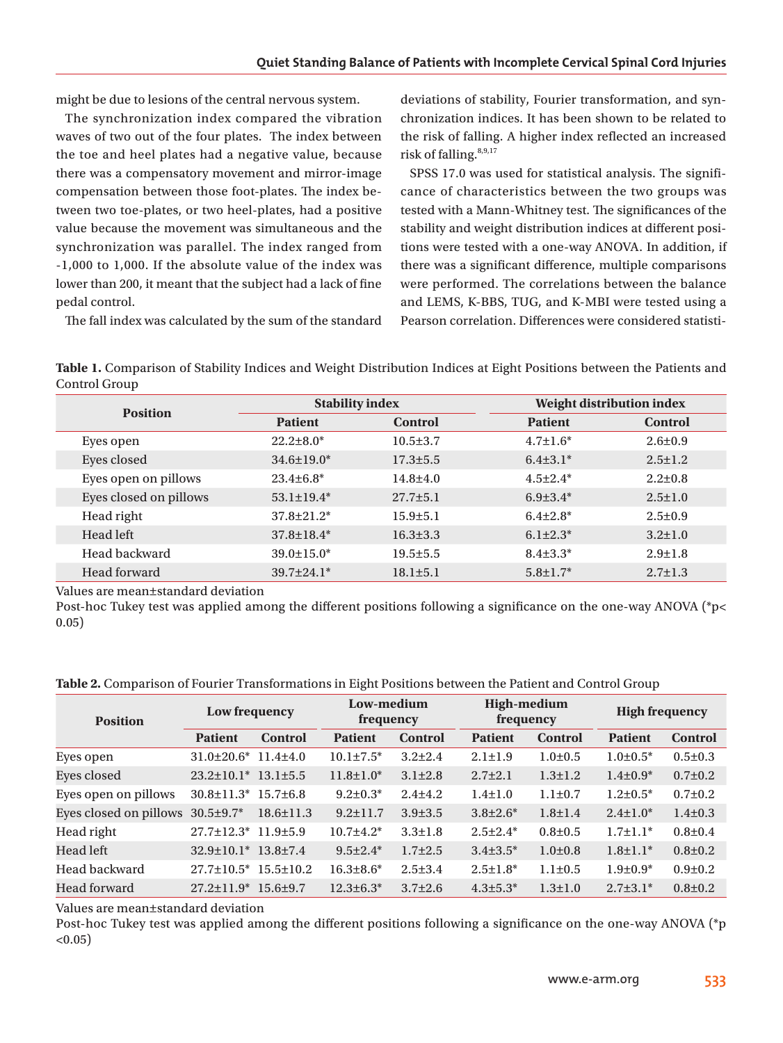might be due to lesions of the central nervous system.

The synchronization index compared the vibration waves of two out of the four plates. The index between the toe and heel plates had a negative value, because there was a compensatory movement and mirror-image compensation between those foot-plates. The index between two toe-plates, or two heel-plates, had a positive value because the movement was simultaneous and the synchronization was parallel. The index ranged from -1,000 to 1,000. If the absolute value of the index was lower than 200, it meant that the subject had a lack of fine pedal control.

The fall index was calculated by the sum of the standard deviations of stability, Fourier transformation, and synchronization indices. It has been shown to be related to the risk of falling. A higher index reflected an increased risk of falling.[8,9,17]

SPSS 17.0 was used for statistical analysis. The significance of characteristics between the two groups was tested with a Mann-Whitney test. The significances of the stability and weight distribution indices at different positions were tested with a one-way ANOVA. In addition, if there was a significant difference, multiple comparisons were performed. The correlations between the balance and LEMS, K-BBS, TUG, and K-MBI were tested using a Pearson correlation. Differences were considered statisti-

**Table 1.** Comparison of Stability Indices and Weight Distribution Indices at Eight Positions between the Patients and Control Group

| Position | Stability index | | Weight distribution index | |
|---|---|---|---|---|
| | Patient | Control | Patient | Control |
| Eyes open | 22.2±8.0* | 10.5±3.7 | 4.7±1.6* | 2.6±0.9 |
| Eyes closed | 34.6±19.0* | 17.3±5.5 | 6.4±3.1* | 2.5±1.2 |
| Eyes open on pillows | 23.4±6.8* | 14.8±4.0 | 4.5±2.4* | 2.2±0.8 |
| Eyes closed on pillows | 53.1±19.4* | 27.7±5.1 | 6.9±3.4* | 2.5±1.0 |
| Head right | 37.8±21.2* | 15.9±5.1 | 6.4±2.8* | 2.5±0.9 |
| Head left | 37.8±18.4* | 16.3±3.3 | 6.1±2.3* | 3.2±1.0 |
| Head backward | 39.0±15.0* | 19.5±5.5 | 8.4±3.3* | 2.9±1.8 |
| Head forward | 39.7±24.1* | 18.1±5.1 | 5.8±1.7* | 2.7±1.3 |

Values are mean±standard deviation

Post-hoc Tukey test was applied among the different positions following a significance on the one-way ANOVA (*$p < 0.05$)

**Table 2.** Comparison of Fourier Transformations in Eight Positions between the Patient and Control Group

| Position | Low frequency | | Low-medium frequency | | High-medium frequency | | High frequency | |
|---|---|---|---|---|---|---|---|---|
| | Patient | Control | Patient | Control | Patient | Control | Patient | Control |
| Eyes open | 31.0±20.6* | 11.4±4.0 | 10.1±7.5* | 3.2±2.4 | 2.1±1.9 | 1.0±0.5 | 1.0±0.5* | 0.5±0.3 |
| Eyes closed | 23.2±10.1* | 13.1±5.5 | 11.8±1.0* | 3.1±2.8 | 2.7±2.1 | 1.3±1.2 | 1.4±0.9* | 0.7±0.2 |
| Eyes open on pillows | 30.8±11.3* | 15.7±6.8 | 9.2±0.3* | 2.4±4.2 | 1.4±1.0 | 1.1±0.7 | 1.2±0.5* | 0.7±0.2 |
| Eyes closed on pillows | 30.5±9.7* | 18.6±11.3 | 9.2±11.7 | 3.9±3.5 | 3.8±2.6* | 1.8±1.4 | 2.4±1.0* | 1.4±0.3 |
| Head right | 27.7±12.3* | 11.9±5.9 | 10.7±4.2* | 3.3±1.8 | 2.5±2.4* | 0.8±0.5 | 1.7±1.1* | 0.8±0.4 |
| Head left | 32.9±10.1* | 13.8±7.4 | 9.5±2.4* | 1.7±2.5 | 3.4±3.5* | 1.0±0.8 | 1.8±1.1* | 0.8±0.2 |
| Head backward | 27.7±10.5* | 15.5±10.2 | 16.3±8.6* | 2.5±3.4 | 2.5±1.8* | 1.1±0.5 | 1.9±0.9* | 0.9±0.2 |
| Head forward | 27.2±11.9* | 15.6±9.7 | 12.3±6.3* | 3.7±2.6 | 4.3±5.3* | 1.3±1.0 | 2.7±3.1* | 0.8±0.2 |

Values are mean±standard deviation

Post-hoc Tukey test was applied among the different positions following a significance on the one-way ANOVA (*$p < 0.05$)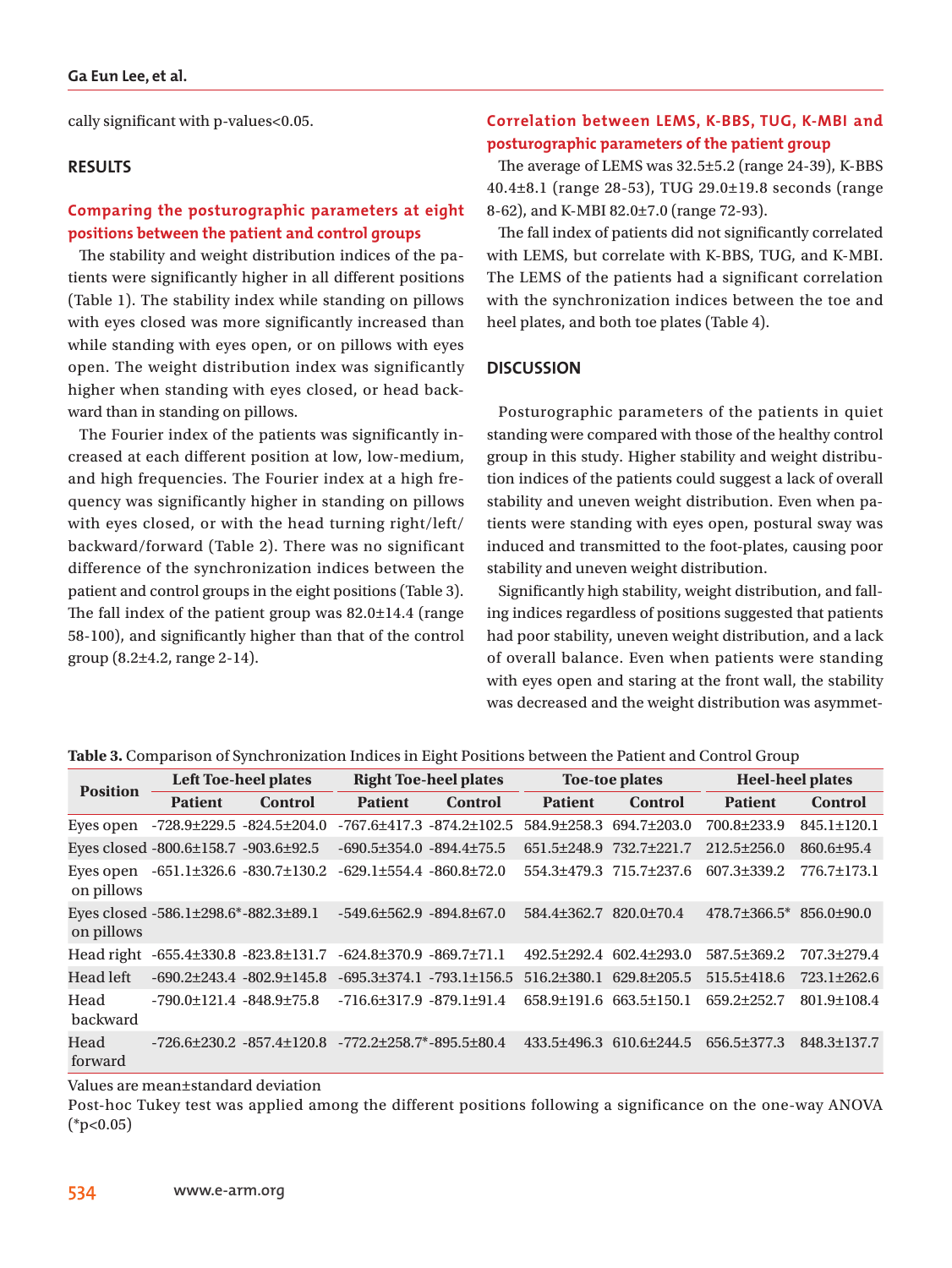cally significant with p-values<0.05.

## RESULTS

### Comparing the posturographic parameters at eight positions between the patient and control groups

The stability and weight distribution indices of the patients were significantly higher in all different positions (Table 1). The stability index while standing on pillows with eyes closed was more significantly increased than while standing with eyes open, or on pillows with eyes open. The weight distribution index was significantly higher when standing with eyes closed, or head backward than in standing on pillows.

The Fourier index of the patients was significantly increased at each different position at low, low-medium, and high frequencies. The Fourier index at a high frequency was significantly higher in standing on pillows with eyes closed, or with the head turning right/left/backward/forward (Table 2). There was no significant difference of the synchronization indices between the patient and control groups in the eight positions (Table 3). The fall index of the patient group was 82.0±14.4 (range 58-100), and significantly higher than that of the control group (8.2±4.2, range 2-14).

### Correlation between LEMS, K-BBS, TUG, K-MBI and posturographic parameters of the patient group

The average of LEMS was 32.5±5.2 (range 24-39), K-BBS 40.4±8.1 (range 28-53), TUG 29.0±19.8 seconds (range 8-62), and K-MBI 82.0±7.0 (range 72-93).

The fall index of patients did not significantly correlated with LEMS, but correlate with K-BBS, TUG, and K-MBI. The LEMS of the patients had a significant correlation with the synchronization indices between the toe and heel plates, and both toe plates (Table 4).

## DISCUSSION

Posturographic parameters of the patients in quiet standing were compared with those of the healthy control group in this study. Higher stability and weight distribution indices of the patients could suggest a lack of overall stability and uneven weight distribution. Even when patients were standing with eyes open, postural sway was induced and transmitted to the foot-plates, causing poor stability and uneven weight distribution.

Significantly high stability, weight distribution, and falling indices regardless of positions suggested that patients had poor stability, uneven weight distribution, and a lack of overall balance. Even when patients were standing with eyes open and staring at the front wall, the stability was decreased and the weight distribution was asymmet-

**Table 3.** Comparison of Synchronization Indices in Eight Positions between the Patient and Control Group

| Position | Left Toe-heel plates | | Right Toe-heel plates | | Toe-toe plates | | Heel-heel plates | |
|---|---|---|---|---|---|---|---|---|
| | Patient | Control | Patient | Control | Patient | Control | Patient | Control |
| Eyes open | -728.9±229.5 | -824.5±204.0 | -767.6±417.3 | -874.2±102.5 | 584.9±258.3 | 694.7±203.0 | 700.8±233.9 | 845.1±120.1 |
| Eyes closed | -800.6±158.7 | -903.6±92.5 | -690.5±354.0 | -894.4±75.5 | 651.5±248.9 | 732.7±221.7 | 212.5±256.0 | 860.6±95.4 |
| Eyes open on pillows | -651.1±326.6 | -830.7±130.2 | -629.1±554.4 | -860.8±72.0 | 554.3±479.3 | 715.7±237.6 | 607.3±339.2 | 776.7±173.1 |
| Eyes closed on pillows | -586.1±298.6* | -882.3±89.1 | -549.6±562.9 | -894.8±67.0 | 584.4±362.7 | 820.0±70.4 | 478.7±366.5* | 856.0±90.0 |
| Head right | -655.4±330.8 | -823.8±131.7 | -624.8±370.9 | -869.7±71.1 | 492.5±292.4 | 602.4±293.0 | 587.5±369.2 | 707.3±279.4 |
| Head left | -690.2±243.4 | -802.9±145.8 | -695.3±374.1 | -793.1±156.5 | 516.2±380.1 | 629.8±205.5 | 515.5±418.6 | 723.1±262.6 |
| Head backward | -790.0±121.4 | -848.9±75.8 | -716.6±317.9 | -879.1±91.4 | 658.9±191.6 | 663.5±150.1 | 659.2±252.7 | 801.9±108.4 |
| Head forward | -726.6±230.2 | -857.4±120.8 | -772.2±258.7* | -895.5±80.4 | 433.5±496.3 | 610.6±244.5 | 656.5±377.3 | 848.3±137.7 |

Values are mean±standard deviation

Post-hoc Tukey test was applied among the different positions following a significance on the one-way ANOVA (*p<0.05)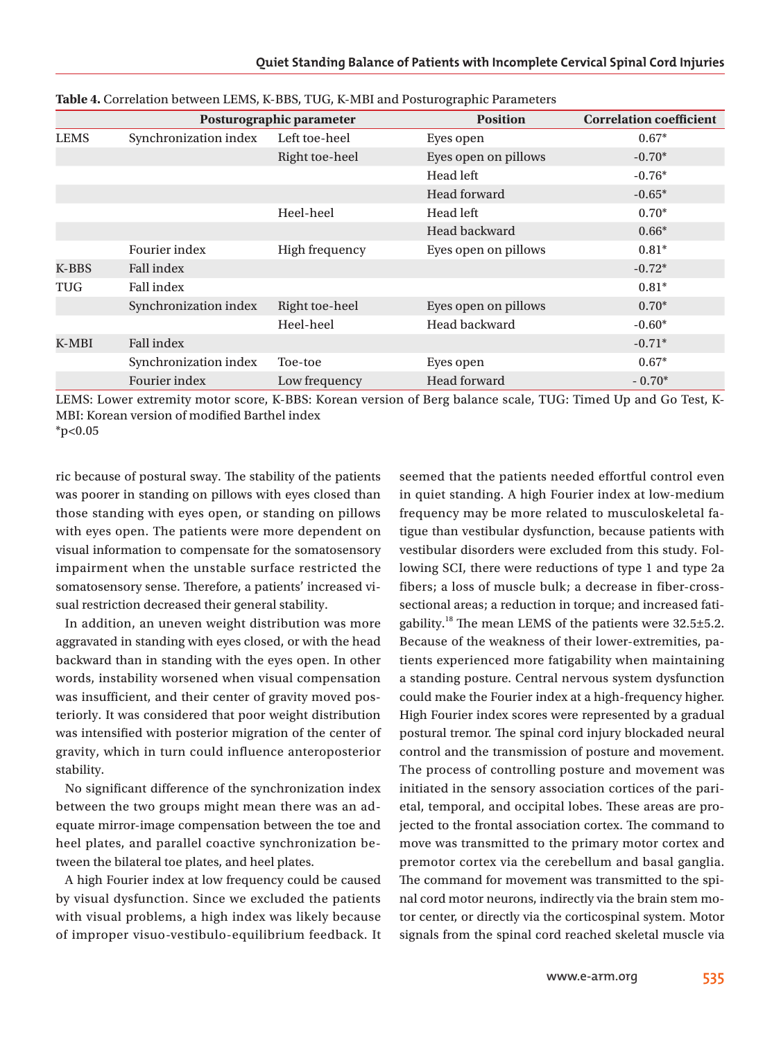**Table 4.** Correlation between LEMS, K-BBS, TUG, K-MBI and Posturographic Parameters

| Posturographic parameter | | | Position | Correlation coefficient |
|---|---|---|---|---|
| LEMS | Synchronization index | Left toe-heel | Eyes open | 0.67* |
| | | Right toe-heel | Eyes open on pillows | -0.70* |
| | | | Head left | -0.76* |
| | | | Head forward | -0.65* |
| | | Heel-heel | Head left | 0.70* |
| | | | Head backward | 0.66* |
| | Fourier index | High frequency | Eyes open on pillows | 0.81* |
| K-BBS | Fall index | | | -0.72* |
| TUG | Fall index | | | 0.81* |
| | Synchronization index | Right toe-heel | Eyes open on pillows | 0.70* |
| | | Heel-heel | Head backward | -0.60* |
| K-MBI | Fall index | | | -0.71* |
| | Synchronization index | Toe-toe | Eyes open | 0.67* |
| | Fourier index | Low frequency | Head forward | - 0.70* |

LEMS: Lower extremity motor score, K-BBS: Korean version of Berg balance scale, TUG: Timed Up and Go Test, K-MBI: Korean version of modified Barthel index
*$p<0.05$

ric because of postural sway. The stability of the patients was poorer in standing on pillows with eyes closed than those standing with eyes open, or standing on pillows with eyes open. The patients were more dependent on visual information to compensate for the somatosensory impairment when the unstable surface restricted the somatosensory sense. Therefore, a patients' increased visual restriction decreased their general stability.

In addition, an uneven weight distribution was more aggravated in standing with eyes closed, or with the head backward than in standing with the eyes open. In other words, instability worsened when visual compensation was insufficient, and their center of gravity moved posteriorly. It was considered that poor weight distribution was intensified with posterior migration of the center of gravity, which in turn could influence anteroposterior stability.

No significant difference of the synchronization index between the two groups might mean there was an adequate mirror-image compensation between the toe and heel plates, and parallel coactive synchronization between the bilateral toe plates, and heel plates.

A high Fourier index at low frequency could be caused by visual dysfunction. Since we excluded the patients with visual problems, a high index was likely because of improper visuo-vestibulo-equilibrium feedback. It seemed that the patients needed effortful control even in quiet standing. A high Fourier index at low-medium frequency may be more related to musculoskeletal fatigue than vestibular dysfunction, because patients with vestibular disorders were excluded from this study. Following SCI, there were reductions of type 1 and type 2a fibers; a loss of muscle bulk; a decrease in fiber-cross-sectional areas; a reduction in torque; and increased fatigability.[18] The mean LEMS of the patients were 32.5±5.2. Because of the weakness of their lower-extremities, patients experienced more fatigability when maintaining a standing posture. Central nervous system dysfunction could make the Fourier index at a high-frequency higher. High Fourier index scores were represented by a gradual postural tremor. The spinal cord injury blockaded neural control and the transmission of posture and movement. The process of controlling posture and movement was initiated in the sensory association cortices of the parietal, temporal, and occipital lobes. These areas are projected to the frontal association cortex. The command to move was transmitted to the primary motor cortex and premotor cortex via the cerebellum and basal ganglia. The command for movement was transmitted to the spinal cord motor neurons, indirectly via the brain stem motor center, or directly via the corticospinal system. Motor signals from the spinal cord reached skeletal muscle via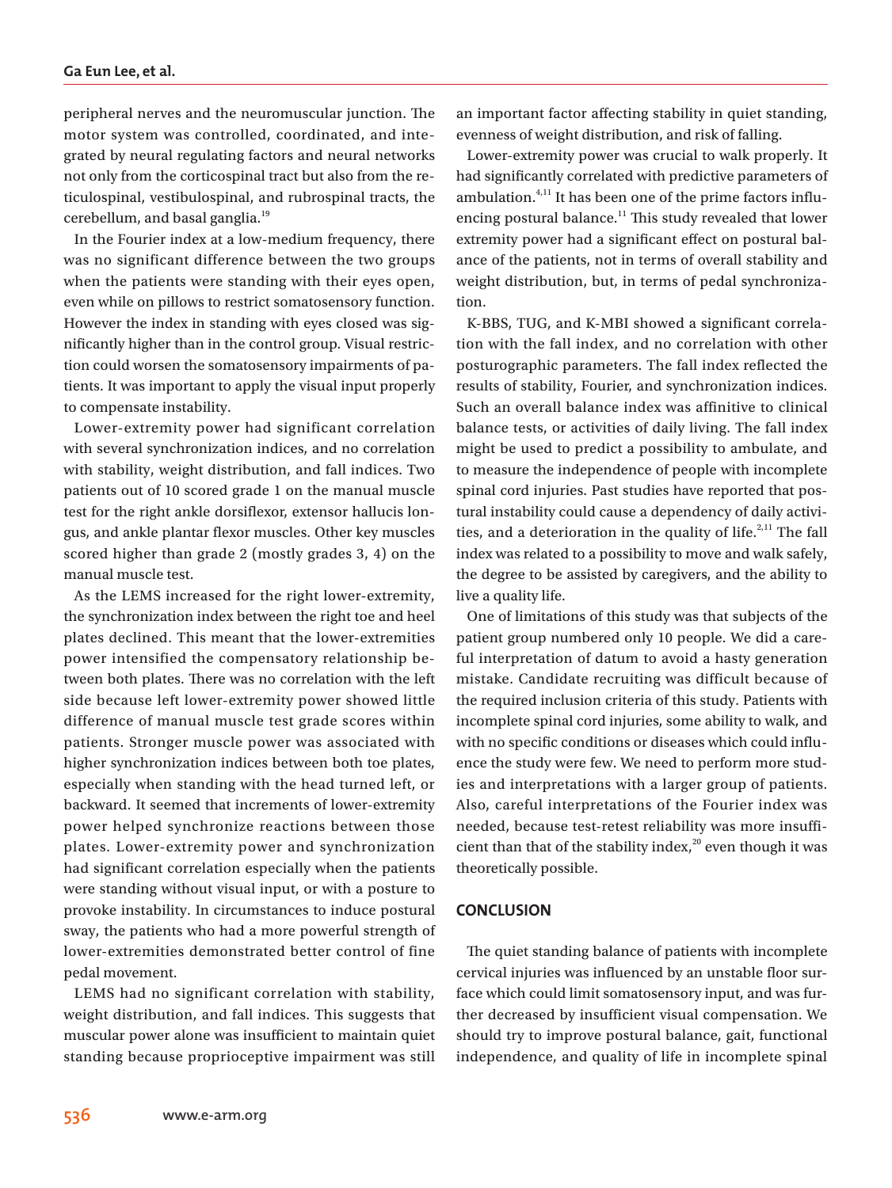peripheral nerves and the neuromuscular junction. The motor system was controlled, coordinated, and integrated by neural regulating factors and neural networks not only from the corticospinal tract but also from the reticulospinal, vestibulospinal, and rubrospinal tracts, the cerebellum, and basal ganglia.[19]

In the Fourier index at a low-medium frequency, there was no significant difference between the two groups when the patients were standing with their eyes open, even while on pillows to restrict somatosensory function. However the index in standing with eyes closed was significantly higher than in the control group. Visual restriction could worsen the somatosensory impairments of patients. It was important to apply the visual input properly to compensate instability.

Lower-extremity power had significant correlation with several synchronization indices, and no correlation with stability, weight distribution, and fall indices. Two patients out of 10 scored grade 1 on the manual muscle test for the right ankle dorsiflexor, extensor hallucis longus, and ankle plantar flexor muscles. Other key muscles scored higher than grade 2 (mostly grades 3, 4) on the manual muscle test.

As the LEMS increased for the right lower-extremity, the synchronization index between the right toe and heel plates declined. This meant that the lower-extremities power intensified the compensatory relationship between both plates. There was no correlation with the left side because left lower-extremity power showed little difference of manual muscle test grade scores within patients. Stronger muscle power was associated with higher synchronization indices between both toe plates, especially when standing with the head turned left, or backward. It seemed that increments of lower-extremity power helped synchronize reactions between those plates. Lower-extremity power and synchronization had significant correlation especially when the patients were standing without visual input, or with a posture to provoke instability. In circumstances to induce postural sway, the patients who had a more powerful strength of lower-extremities demonstrated better control of fine pedal movement.

LEMS had no significant correlation with stability, weight distribution, and fall indices. This suggests that muscular power alone was insufficient to maintain quiet standing because proprioceptive impairment was still an important factor affecting stability in quiet standing, evenness of weight distribution, and risk of falling.

Lower-extremity power was crucial to walk properly. It had significantly correlated with predictive parameters of ambulation.[4,11] It has been one of the prime factors influencing postural balance.[11] This study revealed that lower extremity power had a significant effect on postural balance of the patients, not in terms of overall stability and weight distribution, but, in terms of pedal synchronization.

K-BBS, TUG, and K-MBI showed a significant correlation with the fall index, and no correlation with other posturographic parameters. The fall index reflected the results of stability, Fourier, and synchronization indices. Such an overall balance index was affinitive to clinical balance tests, or activities of daily living. The fall index might be used to predict a possibility to ambulate, and to measure the independence of people with incomplete spinal cord injuries. Past studies have reported that postural instability could cause a dependency of daily activities, and a deterioration in the quality of life.[2,11] The fall index was related to a possibility to move and walk safely, the degree to be assisted by caregivers, and the ability to live a quality life.

One of limitations of this study was that subjects of the patient group numbered only 10 people. We did a careful interpretation of datum to avoid a hasty generation mistake. Candidate recruiting was difficult because of the required inclusion criteria of this study. Patients with incomplete spinal cord injuries, some ability to walk, and with no specific conditions or diseases which could influence the study were few. We need to perform more studies and interpretations with a larger group of patients. Also, careful interpretations of the Fourier index was needed, because test-retest reliability was more insufficient than that of the stability index,[20] even though it was theoretically possible.

## CONCLUSION

The quiet standing balance of patients with incomplete cervical injuries was influenced by an unstable floor surface which could limit somatosensory input, and was further decreased by insufficient visual compensation. We should try to improve postural balance, gait, functional independence, and quality of life in incomplete spinal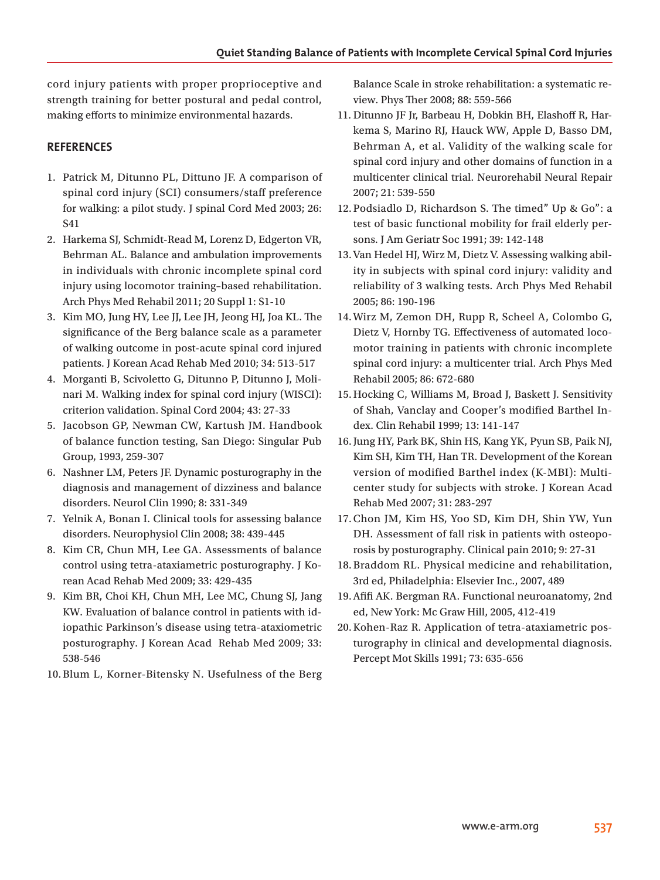cord injury patients with proper proprioceptive and strength training for better postural and pedal control, making efforts to minimize environmental hazards.

## REFERENCES

1. Patrick M, Ditunno PL, Dittuno JF. A comparison of spinal cord injury (SCI) consumers/staff preference for walking: a pilot study. J spinal Cord Med 2003; 26: S41
2. Harkema SJ, Schmidt-Read M, Lorenz D, Edgerton VR, Behrman AL. Balance and ambulation improvements in individuals with chronic incomplete spinal cord injury using locomotor training–based rehabilitation. Arch Phys Med Rehabil 2011; 20 Suppl 1: S1-10
3. Kim MO, Jung HY, Lee JJ, Lee JH, Jeong HJ, Joa KL. The significance of the Berg balance scale as a parameter of walking outcome in post-acute spinal cord injured patients. J Korean Acad Rehab Med 2010; 34: 513-517
4. Morganti B, Scivoletto G, Ditunno P, Ditunno J, Molinari M. Walking index for spinal cord injury (WISCI): criterion validation. Spinal Cord 2004; 43: 27-33
5. Jacobson GP, Newman CW, Kartush JM. Handbook of balance function testing, San Diego: Singular Pub Group, 1993, 259-307
6. Nashner LM, Peters JF. Dynamic posturography in the diagnosis and management of dizziness and balance disorders. Neurol Clin 1990; 8: 331-349
7. Yelnik A, Bonan I. Clinical tools for assessing balance disorders. Neurophysiol Clin 2008; 38: 439-445
8. Kim CR, Chun MH, Lee GA. Assessments of balance control using tetra-ataxiametric posturography. J Korean Acad Rehab Med 2009; 33: 429-435
9. Kim BR, Choi KH, Chun MH, Lee MC, Chung SJ, Jang KW. Evaluation of balance control in patients with idiopathic Parkinson's disease using tetra-ataxiometric posturography. J Korean Acad Rehab Med 2009; 33: 538-546
10. Blum L, Korner-Bitensky N. Usefulness of the Berg Balance Scale in stroke rehabilitation: a systematic review. Phys Ther 2008; 88: 559-566
11. Ditunno JF Jr, Barbeau H, Dobkin BH, Elashoff R, Harkema S, Marino RJ, Hauck WW, Apple D, Basso DM, Behrman A, et al. Validity of the walking scale for spinal cord injury and other domains of function in a multicenter clinical trial. Neurorehabil Neural Repair 2007; 21: 539-550
12. Podsiadlo D, Richardson S. The timed" Up & Go": a test of basic functional mobility for frail elderly persons. J Am Geriatr Soc 1991; 39: 142-148
13. Van Hedel HJ, Wirz M, Dietz V. Assessing walking ability in subjects with spinal cord injury: validity and reliability of 3 walking tests. Arch Phys Med Rehabil 2005; 86: 190-196
14. Wirz M, Zemon DH, Rupp R, Scheel A, Colombo G, Dietz V, Hornby TG. Effectiveness of automated locomotor training in patients with chronic incomplete spinal cord injury: a multicenter trial. Arch Phys Med Rehabil 2005; 86: 672-680
15. Hocking C, Williams M, Broad J, Baskett J. Sensitivity of Shah, Vanclay and Cooper's modified Barthel Index. Clin Rehabil 1999; 13: 141-147
16. Jung HY, Park BK, Shin HS, Kang YK, Pyun SB, Paik NJ, Kim SH, Kim TH, Han TR. Development of the Korean version of modified Barthel index (K-MBI): Multi-center study for subjects with stroke. J Korean Acad Rehab Med 2007; 31: 283-297
17. Chon JM, Kim HS, Yoo SD, Kim DH, Shin YW, Yun DH. Assessment of fall risk in patients with osteoporosis by posturography. Clinical pain 2010; 9: 27-31
18. Braddom RL. Physical medicine and rehabilitation, 3rd ed, Philadelphia: Elsevier Inc., 2007, 489
19. Afifi AK. Bergman RA. Functional neuroanatomy, 2nd ed, New York: Mc Graw Hill, 2005, 412-419
20. Kohen-Raz R. Application of tetra-ataxiametric posturography in clinical and developmental diagnosis. Percept Mot Skills 1991; 73: 635-656